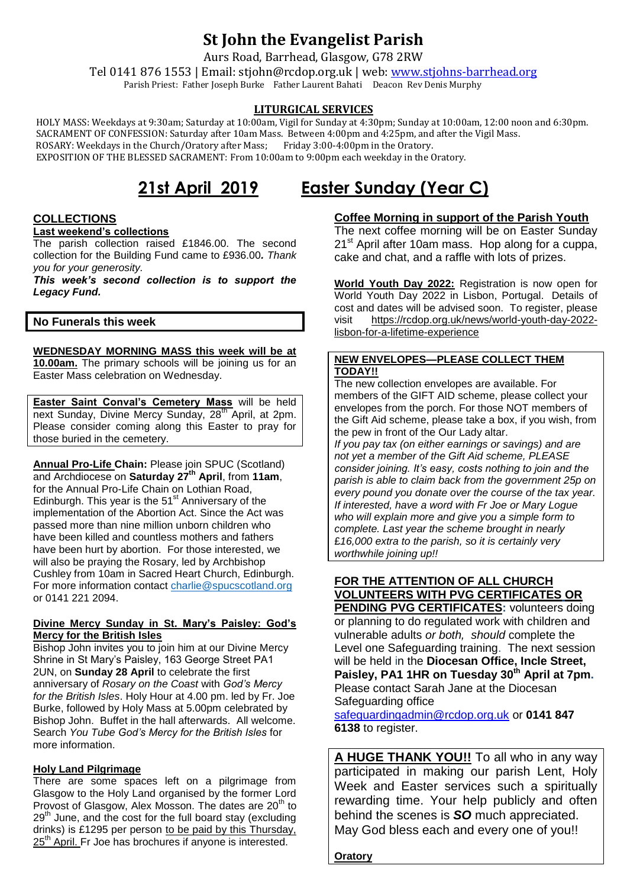# St John the Evangelist Parish

Aurs Road, Barrhead, Glasgow, G78 2RW

Tel 0141 876 1553 | Email: stjohn@rcdop.org.uk | web: www.stjohns-barrhead.org

Parish Priest: Father Joseph Burke Father Laurent Bahati Deacon Rev Denis Murphy

## LITURGICAL SERVICES

HOLY MASS: Weekdays at 9:30am; Saturday at 10:00am, Vigil for Sunday at 4:30pm; Sunday at 10:00am, 12:00 noon and 6:30pm.
SACRAMENT OF CONFESSION: Saturday after 10am Mass. Between 4:00pm and 4:25pm, and after the Vigil Mass.
ROSARY: Weekdays in the Church/Oratory after Mass; Friday 3:00-4:00pm in the Oratory.
EXPOSITION OF THE BLESSED SACRAMENT: From 10:00am to 9:00pm each weekday in the Oratory.

## 21st April 2019 Easter Sunday (Year C)

### COLLECTIONS

**Last weekend's collections**

The parish collection raised £1846.00. The second collection for the Building Fund came to £936.00**.** *Thank you for your generosity.*

***This week's second collection is to support the Legacy Fund.***

**No Funerals this week**

**WEDNESDAY MORNING MASS this week will be at 10.00am.** The primary schools will be joining us for an Easter Mass celebration on Wednesday.

**Easter Saint Conval's Cemetery Mass** will be held next Sunday, Divine Mercy Sunday, 28th April, at 2pm. Please consider coming along this Easter to pray for those buried in the cemetery.

**Annual Pro-Life Chain:** Please join SPUC (Scotland) and Archdiocese on **Saturday 27th April**, from **11am**, for the Annual Pro-Life Chain on Lothian Road, Edinburgh. This year is the 51st Anniversary of the implementation of the Abortion Act. Since the Act was passed more than nine million unborn children who have been killed and countless mothers and fathers have been hurt by abortion. For those interested, we will also be praying the Rosary, led by Archbishop Cushley from 10am in Sacred Heart Church, Edinburgh. For more information contact charlie@spucscotland.org or 0141 221 2094.

**Divine Mercy Sunday in St. Mary's Paisley: God's Mercy for the British Isles**

Bishop John invites you to join him at our Divine Mercy Shrine in St Mary's Paisley, 163 George Street PA1 2UN, on **Sunday 28 April** to celebrate the first anniversary of *Rosary on the Coast* with *God's Mercy for the British Isles*. Holy Hour at 4.00 pm. led by Fr. Joe Burke, followed by Holy Mass at 5.00pm celebrated by Bishop John. Buffet in the hall afterwards. All welcome. Search *You Tube God's Mercy for the British Isles* for more information.

**Holy Land Pilgrimage**

There are some spaces left on a pilgrimage from Glasgow to the Holy Land organised by the former Lord Provost of Glasgow, Alex Mosson. The dates are 20th to 29th June, and the cost for the full board stay (excluding drinks) is £1295 per person to be paid by this Thursday, 25th April. Fr Joe has brochures if anyone is interested.

**Coffee Morning in support of the Parish Youth**

The next coffee morning will be on Easter Sunday 21st April after 10am mass. Hop along for a cuppa, cake and chat, and a raffle with lots of prizes.

**World Youth Day 2022:** Registration is now open for World Youth Day 2022 in Lisbon, Portugal. Details of cost and dates will be advised soon. To register, please visit https://rcdop.org.uk/news/world-youth-day-2022-lisbon-for-a-lifetime-experience

**NEW ENVELOPES—PLEASE COLLECT THEM TODAY!!**

The new collection envelopes are available. For members of the GIFT AID scheme, please collect your envelopes from the porch. For those NOT members of the Gift Aid scheme, please take a box, if you wish, from the pew in front of the Our Lady altar.

*If you pay tax (on either earnings or savings) and are not yet a member of the Gift Aid scheme, PLEASE consider joining. It's easy, costs nothing to join and the parish is able to claim back from the government 25p on every pound you donate over the course of the tax year. If interested, have a word with Fr Joe or Mary Logue who will explain more and give you a simple form to complete. Last year the scheme brought in nearly £16,000 extra to the parish, so it is certainly very worthwhile joining up!!*

**FOR THE ATTENTION OF ALL CHURCH VOLUNTEERS WITH PVG CERTIFICATES OR PENDING PVG CERTIFICATES:** volunteers doing or planning to do regulated work with children and vulnerable adults *or both, should* complete the Level one Safeguarding training. The next session will be held in the **Diocesan Office, Incle Street, Paisley, PA1 1HR on Tuesday 30th April at 7pm.** Please contact Sarah Jane at the Diocesan Safeguarding office safeguardingadmin@rcdop.org.uk or **0141 847 6138** to register.

**A HUGE THANK YOU!!** To all who in any way participated in making our parish Lent, Holy Week and Easter services such a spiritually rewarding time. Your help publicly and often behind the scenes is ***SO*** much appreciated. May God bless each and every one of you!!

**Oratory**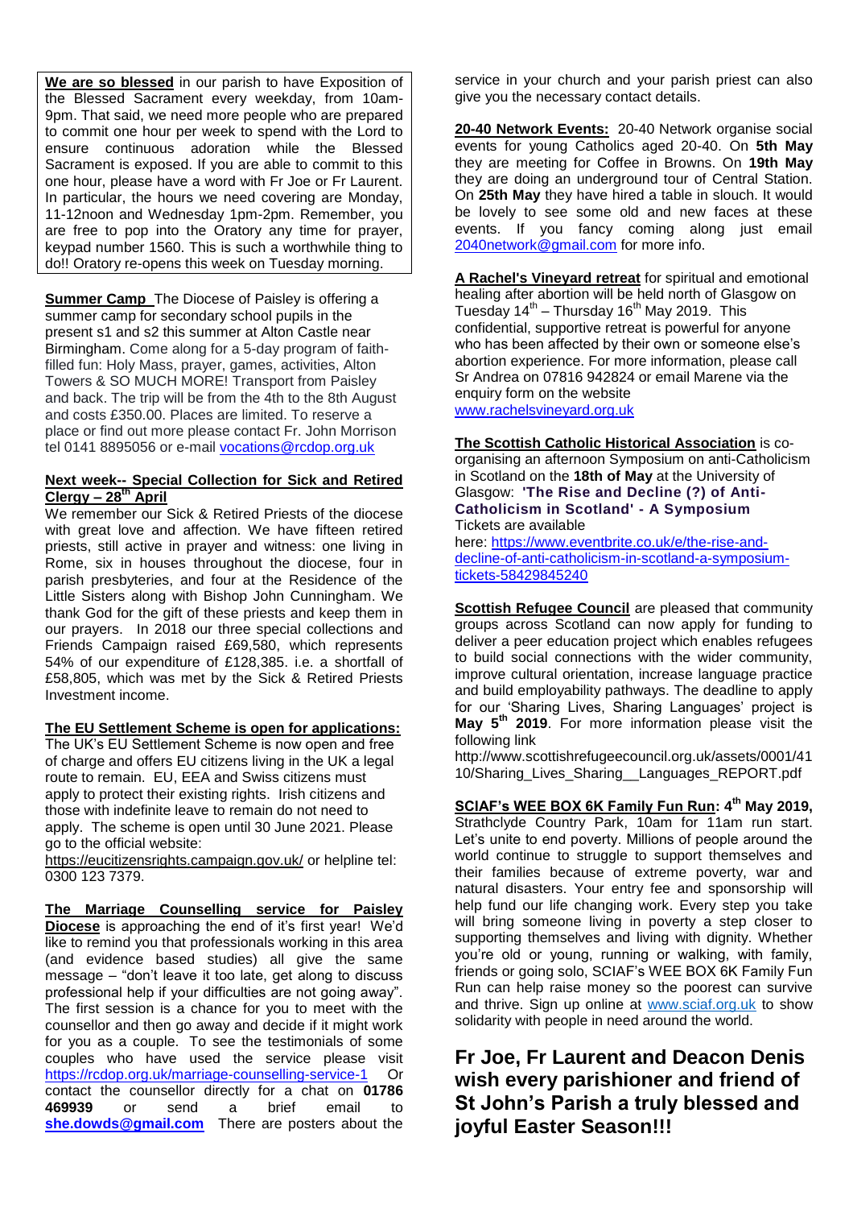**We are so blessed** in our parish to have Exposition of the Blessed Sacrament every weekday, from 10am-9pm. That said, we need more people who are prepared to commit one hour per week to spend with the Lord to ensure continuous adoration while the Blessed Sacrament is exposed. If you are able to commit to this one hour, please have a word with Fr Joe or Fr Laurent. In particular, the hours we need covering are Monday, 11-12noon and Wednesday 1pm-2pm. Remember, you are free to pop into the Oratory any time for prayer, keypad number 1560. This is such a worthwhile thing to do!! Oratory re-opens this week on Tuesday morning.

**Summer Camp** The Diocese of Paisley is offering a summer camp for secondary school pupils in the present s1 and s2 this summer at Alton Castle near Birmingham. Come along for a 5-day program of faith-filled fun: Holy Mass, prayer, games, activities, Alton Towers & SO MUCH MORE! Transport from Paisley and back. The trip will be from the 4th to the 8th August and costs £350.00. Places are limited. To reserve a place or find out more please contact Fr. John Morrison tel 0141 8895056 or e-mail vocations@rcdop.org.uk

**Next week-- Special Collection for Sick and Retired Clergy – 28th April**

We remember our Sick & Retired Priests of the diocese with great love and affection. We have fifteen retired priests, still active in prayer and witness: one living in Rome, six in houses throughout the diocese, four in parish presbyteries, and four at the Residence of the Little Sisters along with Bishop John Cunningham. We thank God for the gift of these priests and keep them in our prayers. In 2018 our three special collections and Friends Campaign raised £69,580, which represents 54% of our expenditure of £128,385. i.e. a shortfall of £58,805, which was met by the Sick & Retired Priests Investment income.

**The EU Settlement Scheme is open for applications:**

The UK's EU Settlement Scheme is now open and free of charge and offers EU citizens living in the UK a legal route to remain. EU, EEA and Swiss citizens must apply to protect their existing rights. Irish citizens and those with indefinite leave to remain do not need to apply. The scheme is open until 30 June 2021. Please go to the official website: https://eucitizensrights.campaign.gov.uk/ or helpline tel: 0300 123 7379.

**The Marriage Counselling service for Paisley Diocese** is approaching the end of it's first year! We'd like to remind you that professionals working in this area (and evidence based studies) all give the same message – "don't leave it too late, get along to discuss professional help if your difficulties are not going away". The first session is a chance for you to meet with the counsellor and then go away and decide if it might work for you as a couple. To see the testimonials of some couples who have used the service please visit https://rcdop.org.uk/marriage-counselling-service-1 Or contact the counsellor directly for a chat on **01786 469939** or send a brief email to **she.dowds@gmail.com** There are posters about the service in your church and your parish priest can also give you the necessary contact details.

**20-40 Network Events:** 20-40 Network organise social events for young Catholics aged 20-40. On **5th May** they are meeting for Coffee in Browns. On **19th May** they are doing an underground tour of Central Station. On **25th May** they have hired a table in slouch. It would be lovely to see some old and new faces at these events. If you fancy coming along just email 2040network@gmail.com for more info.

**A Rachel's Vineyard retreat** for spiritual and emotional healing after abortion will be held north of Glasgow on Tuesday 14th – Thursday 16th May 2019. This confidential, supportive retreat is powerful for anyone who has been affected by their own or someone else's abortion experience. For more information, please call Sr Andrea on 07816 942824 or email Marene via the enquiry form on the website www.rachelsvineyard.org.uk

**The Scottish Catholic Historical Association** is co-organising an afternoon Symposium on anti-Catholicism in Scotland on the **18th of May** at the University of Glasgow: **'The Rise and Decline (?) of Anti-Catholicism in Scotland' - A Symposium**

Tickets are available here: https://www.eventbrite.co.uk/e/the-rise-and-decline-of-anti-catholicism-in-scotland-a-symposium-tickets-58429845240

**Scottish Refugee Council** are pleased that community groups across Scotland can now apply for funding to deliver a peer education project which enables refugees to build social connections with the wider community, improve cultural orientation, increase language practice and build employability pathways. The deadline to apply for our 'Sharing Lives, Sharing Languages' project is **May 5th 2019**. For more information please visit the following link http://www.scottishrefugeecouncil.org.uk/assets/0001/4110/Sharing_Lives_Sharing__Languages_REPORT.pdf

**SCIAF's WEE BOX 6K Family Fun Run: 4th May 2019,** Strathclyde Country Park, 10am for 11am run start. Let's unite to end poverty. Millions of people around the world continue to struggle to support themselves and their families because of extreme poverty, war and natural disasters. Your entry fee and sponsorship will help fund our life changing work. Every step you take will bring someone living in poverty a step closer to supporting themselves and living with dignity. Whether you're old or young, running or walking, with family, friends or going solo, SCIAF's WEE BOX 6K Family Fun Run can help raise money so the poorest can survive and thrive. Sign up online at www.sciaf.org.uk to show solidarity with people in need around the world.

## Fr Joe, Fr Laurent and Deacon Denis wish every parishioner and friend of St John's Parish a truly blessed and joyful Easter Season!!!